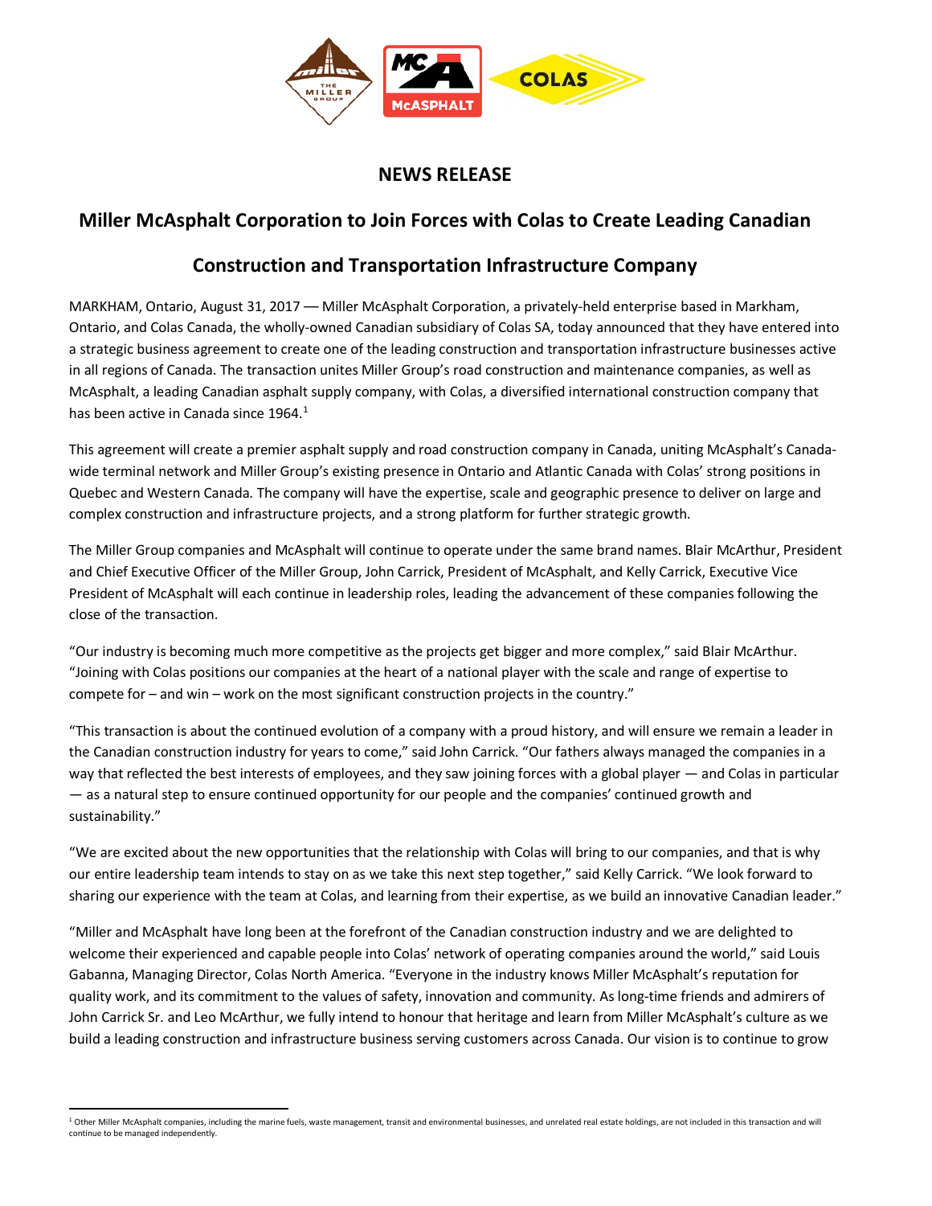## NEWS RELEASE

# Miller McAsphalt Corporation to Join Forces with Colas to Create Leading Canadian Construction and Transportation Infrastructure Company

MARKHAM, Ontario, August 31, 2017 — Miller McAsphalt Corporation, a privately-held enterprise based in Markham, Ontario, and Colas Canada, the wholly-owned Canadian subsidiary of Colas SA, today announced that they have entered into a strategic business agreement to create one of the leading construction and transportation infrastructure businesses active in all regions of Canada. The transaction unites Miller Group's road construction and maintenance companies, as well as McAsphalt, a leading Canadian asphalt supply company, with Colas, a diversified international construction company that has been active in Canada since 1964.[1]

This agreement will create a premier asphalt supply and road construction company in Canada, uniting McAsphalt's Canada-wide terminal network and Miller Group's existing presence in Ontario and Atlantic Canada with Colas' strong positions in Quebec and Western Canada. The company will have the expertise, scale and geographic presence to deliver on large and complex construction and infrastructure projects, and a strong platform for further strategic growth.

The Miller Group companies and McAsphalt will continue to operate under the same brand names. Blair McArthur, President and Chief Executive Officer of the Miller Group, John Carrick, President of McAsphalt, and Kelly Carrick, Executive Vice President of McAsphalt will each continue in leadership roles, leading the advancement of these companies following the close of the transaction.

"Our industry is becoming much more competitive as the projects get bigger and more complex," said Blair McArthur. "Joining with Colas positions our companies at the heart of a national player with the scale and range of expertise to compete for – and win – work on the most significant construction projects in the country."

"This transaction is about the continued evolution of a company with a proud history, and will ensure we remain a leader in the Canadian construction industry for years to come," said John Carrick. "Our fathers always managed the companies in a way that reflected the best interests of employees, and they saw joining forces with a global player — and Colas in particular — as a natural step to ensure continued opportunity for our people and the companies' continued growth and sustainability."

"We are excited about the new opportunities that the relationship with Colas will bring to our companies, and that is why our entire leadership team intends to stay on as we take this next step together," said Kelly Carrick. "We look forward to sharing our experience with the team at Colas, and learning from their expertise, as we build an innovative Canadian leader."

"Miller and McAsphalt have long been at the forefront of the Canadian construction industry and we are delighted to welcome their experienced and capable people into Colas' network of operating companies around the world," said Louis Gabanna, Managing Director, Colas North America. "Everyone in the industry knows Miller McAsphalt's reputation for quality work, and its commitment to the values of safety, innovation and community. As long-time friends and admirers of John Carrick Sr. and Leo McArthur, we fully intend to honour that heritage and learn from Miller McAsphalt's culture as we build a leading construction and infrastructure business serving customers across Canada. Our vision is to continue to grow

---

[1] Other Miller McAsphalt companies, including the marine fuels, waste management, transit and environmental businesses, and unrelated real estate holdings, are not included in this transaction and will continue to be managed independently.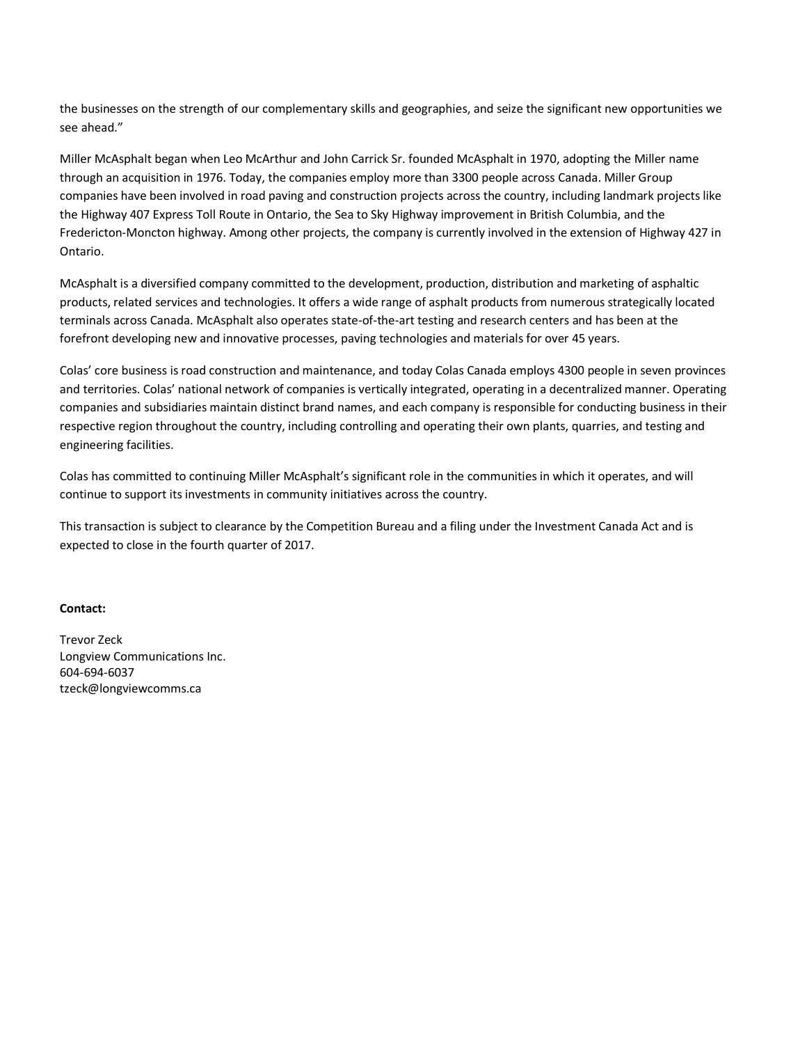the businesses on the strength of our complementary skills and geographies, and seize the significant new opportunities we see ahead."

Miller McAsphalt began when Leo McArthur and John Carrick Sr. founded McAsphalt in 1970, adopting the Miller name through an acquisition in 1976. Today, the companies employ more than 3300 people across Canada. Miller Group companies have been involved in road paving and construction projects across the country, including landmark projects like the Highway 407 Express Toll Route in Ontario, the Sea to Sky Highway improvement in British Columbia, and the Fredericton-Moncton highway. Among other projects, the company is currently involved in the extension of Highway 427 in Ontario.

McAsphalt is a diversified company committed to the development, production, distribution and marketing of asphaltic products, related services and technologies. It offers a wide range of asphalt products from numerous strategically located terminals across Canada. McAsphalt also operates state-of-the-art testing and research centers and has been at the forefront developing new and innovative processes, paving technologies and materials for over 45 years.

Colas' core business is road construction and maintenance, and today Colas Canada employs 4300 people in seven provinces and territories. Colas' national network of companies is vertically integrated, operating in a decentralized manner. Operating companies and subsidiaries maintain distinct brand names, and each company is responsible for conducting business in their respective region throughout the country, including controlling and operating their own plants, quarries, and testing and engineering facilities.

Colas has committed to continuing Miller McAsphalt's significant role in the communities in which it operates, and will continue to support its investments in community initiatives across the country.

This transaction is subject to clearance by the Competition Bureau and a filing under the Investment Canada Act and is expected to close in the fourth quarter of 2017.

**Contact:**

Trevor Zeck
Longview Communications Inc.
604-694-6037
tzeck@longviewcomms.ca